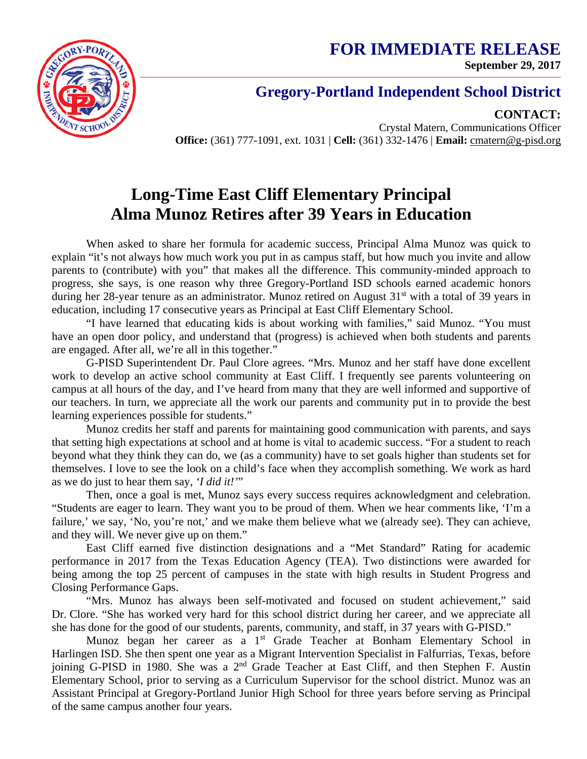**FOR IMMEDIATE RELEASE**
**September 29, 2017**

## Gregory-Portland Independent School District

**CONTACT:**
Crystal Matern, Communications Officer
**Office:** (361) 777-1091, ext. 1031 | **Cell:** (361) 332-1476 | **Email:** cmatern@g-pisd.org

# Long-Time East Cliff Elementary Principal Alma Munoz Retires after 39 Years in Education

When asked to share her formula for academic success, Principal Alma Munoz was quick to explain "it's not always how much work you put in as campus staff, but how much you invite and allow parents to (contribute) with you" that makes all the difference. This community-minded approach to progress, she says, is one reason why three Gregory-Portland ISD schools earned academic honors during her 28-year tenure as an administrator. Munoz retired on August 31st with a total of 39 years in education, including 17 consecutive years as Principal at East Cliff Elementary School.

"I have learned that educating kids is about working with families," said Munoz. "You must have an open door policy, and understand that (progress) is achieved when both students and parents are engaged. After all, we're all in this together."

G-PISD Superintendent Dr. Paul Clore agrees. "Mrs. Munoz and her staff have done excellent work to develop an active school community at East Cliff. I frequently see parents volunteering on campus at all hours of the day, and I've heard from many that they are well informed and supportive of our teachers. In turn, we appreciate all the work our parents and community put in to provide the best learning experiences possible for students."

Munoz credits her staff and parents for maintaining good communication with parents, and says that setting high expectations at school and at home is vital to academic success. "For a student to reach beyond what they think they can do, we (as a community) have to set goals higher than students set for themselves. I love to see the look on a child's face when they accomplish something. We work as hard as we do just to hear them say, *'I did it!'*"

Then, once a goal is met, Munoz says every success requires acknowledgment and celebration. "Students are eager to learn. They want you to be proud of them. When we hear comments like, 'I'm a failure,' we say, 'No, you're not,' and we make them believe what we (already see). They can achieve, and they will. We never give up on them."

East Cliff earned five distinction designations and a "Met Standard" Rating for academic performance in 2017 from the Texas Education Agency (TEA). Two distinctions were awarded for being among the top 25 percent of campuses in the state with high results in Student Progress and Closing Performance Gaps.

"Mrs. Munoz has always been self-motivated and focused on student achievement," said Dr. Clore. "She has worked very hard for this school district during her career, and we appreciate all she has done for the good of our students, parents, community, and staff, in 37 years with G-PISD."

Munoz began her career as a 1st Grade Teacher at Bonham Elementary School in Harlingen ISD. She then spent one year as a Migrant Intervention Specialist in Falfurrias, Texas, before joining G-PISD in 1980. She was a 2nd Grade Teacher at East Cliff, and then Stephen F. Austin Elementary School, prior to serving as a Curriculum Supervisor for the school district. Munoz was an Assistant Principal at Gregory-Portland Junior High School for three years before serving as Principal of the same campus another four years.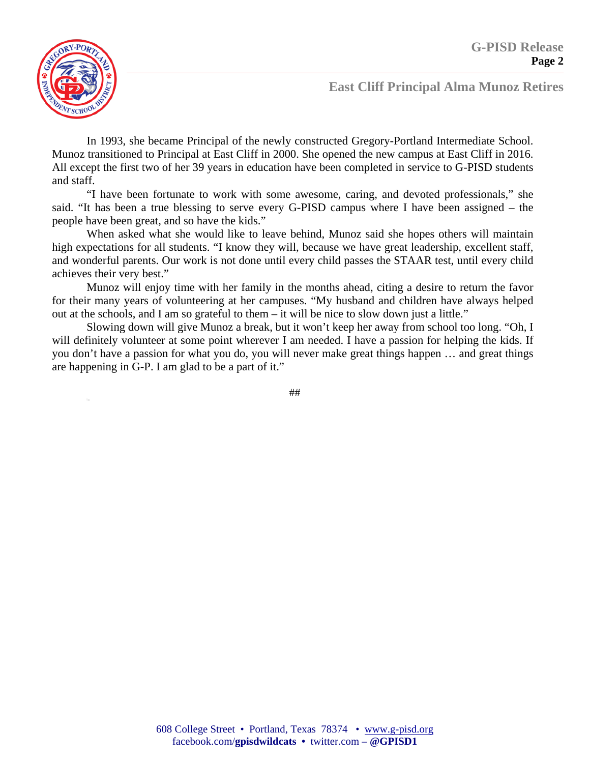In 1993, she became Principal of the newly constructed Gregory-Portland Intermediate School. Munoz transitioned to Principal at East Cliff in 2000. She opened the new campus at East Cliff in 2016. All except the first two of her 39 years in education have been completed in service to G-PISD students and staff.

"I have been fortunate to work with some awesome, caring, and devoted professionals," she said. "It has been a true blessing to serve every G-PISD campus where I have been assigned – the people have been great, and so have the kids."

When asked what she would like to leave behind, Munoz said she hopes others will maintain high expectations for all students. "I know they will, because we have great leadership, excellent staff, and wonderful parents. Our work is not done until every child passes the STAAR test, until every child achieves their very best."

Munoz will enjoy time with her family in the months ahead, citing a desire to return the favor for their many years of volunteering at her campuses. "My husband and children have always helped out at the schools, and I am so grateful to them – it will be nice to slow down just a little."

Slowing down will give Munoz a break, but it won't keep her away from school too long. "Oh, I will definitely volunteer at some point wherever I am needed. I have a passion for helping the kids. If you don't have a passion for what you do, you will never make great things happen … and great things are happening in G-P. I am glad to be a part of it."

##

608 College Street • Portland, Texas 78374 • www.g-pisd.org
facebook.com/**gpisdwildcats** • twitter.com – **@GPISD1**